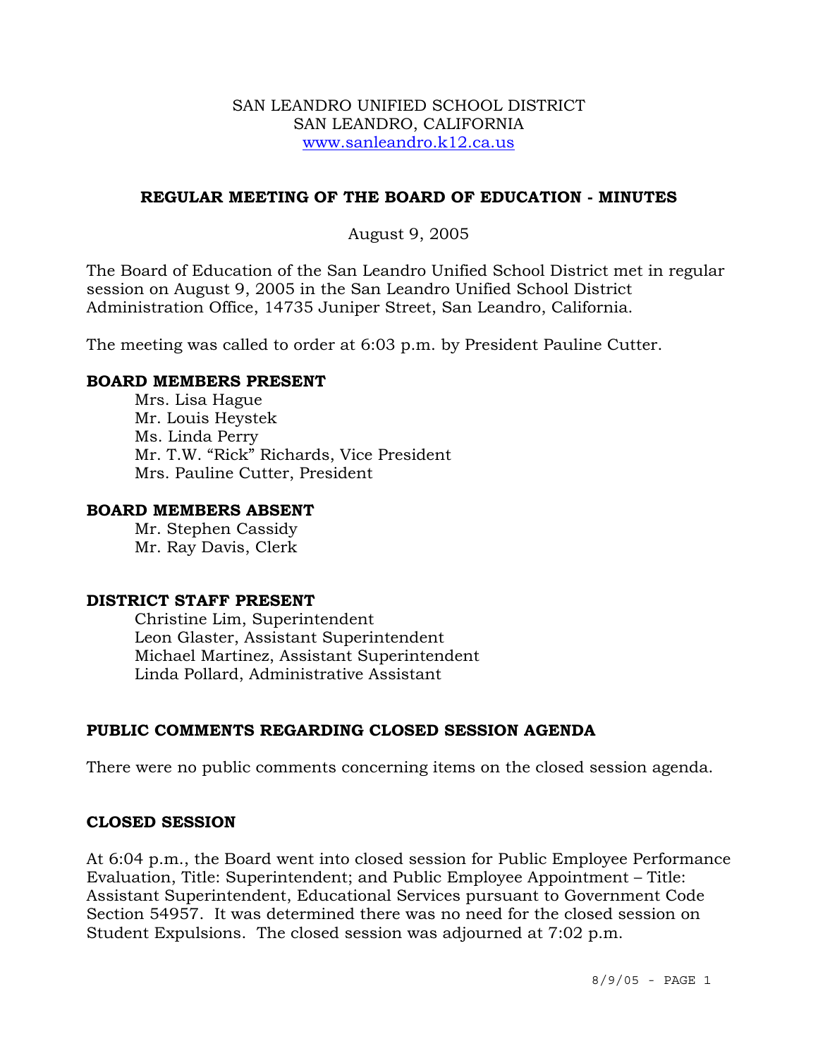SAN LEANDRO UNIFIED SCHOOL DISTRICT
SAN LEANDRO, CALIFORNIA
www.sanleandro.k12.ca.us

# REGULAR MEETING OF THE BOARD OF EDUCATION - MINUTES

August 9, 2005

The Board of Education of the San Leandro Unified School District met in regular session on August 9, 2005 in the San Leandro Unified School District Administration Office, 14735 Juniper Street, San Leandro, California.

The meeting was called to order at 6:03 p.m. by President Pauline Cutter.

## BOARD MEMBERS PRESENT

Mrs. Lisa Hague
Mr. Louis Heystek
Ms. Linda Perry
Mr. T.W. "Rick" Richards, Vice President
Mrs. Pauline Cutter, President

## BOARD MEMBERS ABSENT

Mr. Stephen Cassidy
Mr. Ray Davis, Clerk

## DISTRICT STAFF PRESENT

Christine Lim, Superintendent
Leon Glaster, Assistant Superintendent
Michael Martinez, Assistant Superintendent
Linda Pollard, Administrative Assistant

## PUBLIC COMMENTS REGARDING CLOSED SESSION AGENDA

There were no public comments concerning items on the closed session agenda.

## CLOSED SESSION

At 6:04 p.m., the Board went into closed session for Public Employee Performance Evaluation, Title: Superintendent; and Public Employee Appointment – Title: Assistant Superintendent, Educational Services pursuant to Government Code Section 54957. It was determined there was no need for the closed session on Student Expulsions. The closed session was adjourned at 7:02 p.m.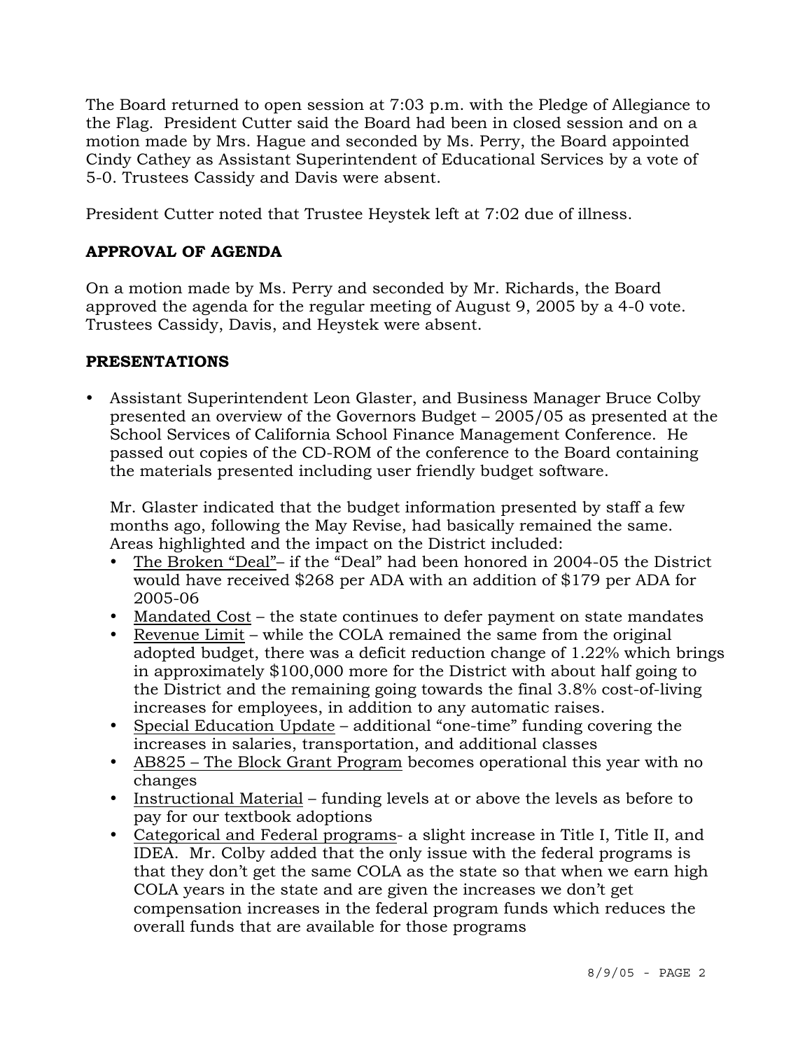The Board returned to open session at 7:03 p.m. with the Pledge of Allegiance to the Flag. President Cutter said the Board had been in closed session and on a motion made by Mrs. Hague and seconded by Ms. Perry, the Board appointed Cindy Cathey as Assistant Superintendent of Educational Services by a vote of 5-0. Trustees Cassidy and Davis were absent.

President Cutter noted that Trustee Heystek left at 7:02 due of illness.

**APPROVAL OF AGENDA**

On a motion made by Ms. Perry and seconded by Mr. Richards, the Board approved the agenda for the regular meeting of August 9, 2005 by a 4-0 vote. Trustees Cassidy, Davis, and Heystek were absent.

**PRESENTATIONS**

- Assistant Superintendent Leon Glaster, and Business Manager Bruce Colby presented an overview of the Governors Budget – 2005/05 as presented at the School Services of California School Finance Management Conference. He passed out copies of the CD-ROM of the conference to the Board containing the materials presented including user friendly budget software.

  Mr. Glaster indicated that the budget information presented by staff a few months ago, following the May Revise, had basically remained the same. Areas highlighted and the impact on the District included:
  - <u>The Broken "Deal"</u>– if the "Deal" had been honored in 2004-05 the District would have received $268 per ADA with an addition of $179 per ADA for 2005-06
  - <u>Mandated Cost</u> – the state continues to defer payment on state mandates
  - <u>Revenue Limit</u> – while the COLA remained the same from the original adopted budget, there was a deficit reduction change of 1.22% which brings in approximately $100,000 more for the District with about half going to the District and the remaining going towards the final 3.8% cost-of-living increases for employees, in addition to any automatic raises.
  - <u>Special Education Update</u> – additional "one-time" funding covering the increases in salaries, transportation, and additional classes
  - <u>AB825 – The Block Grant Program</u> becomes operational this year with no changes
  - <u>Instructional Material</u> – funding levels at or above the levels as before to pay for our textbook adoptions
  - <u>Categorical and Federal programs</u>- a slight increase in Title I, Title II, and IDEA. Mr. Colby added that the only issue with the federal programs is that they don't get the same COLA as the state so that when we earn high COLA years in the state and are given the increases we don't get compensation increases in the federal program funds which reduces the overall funds that are available for those programs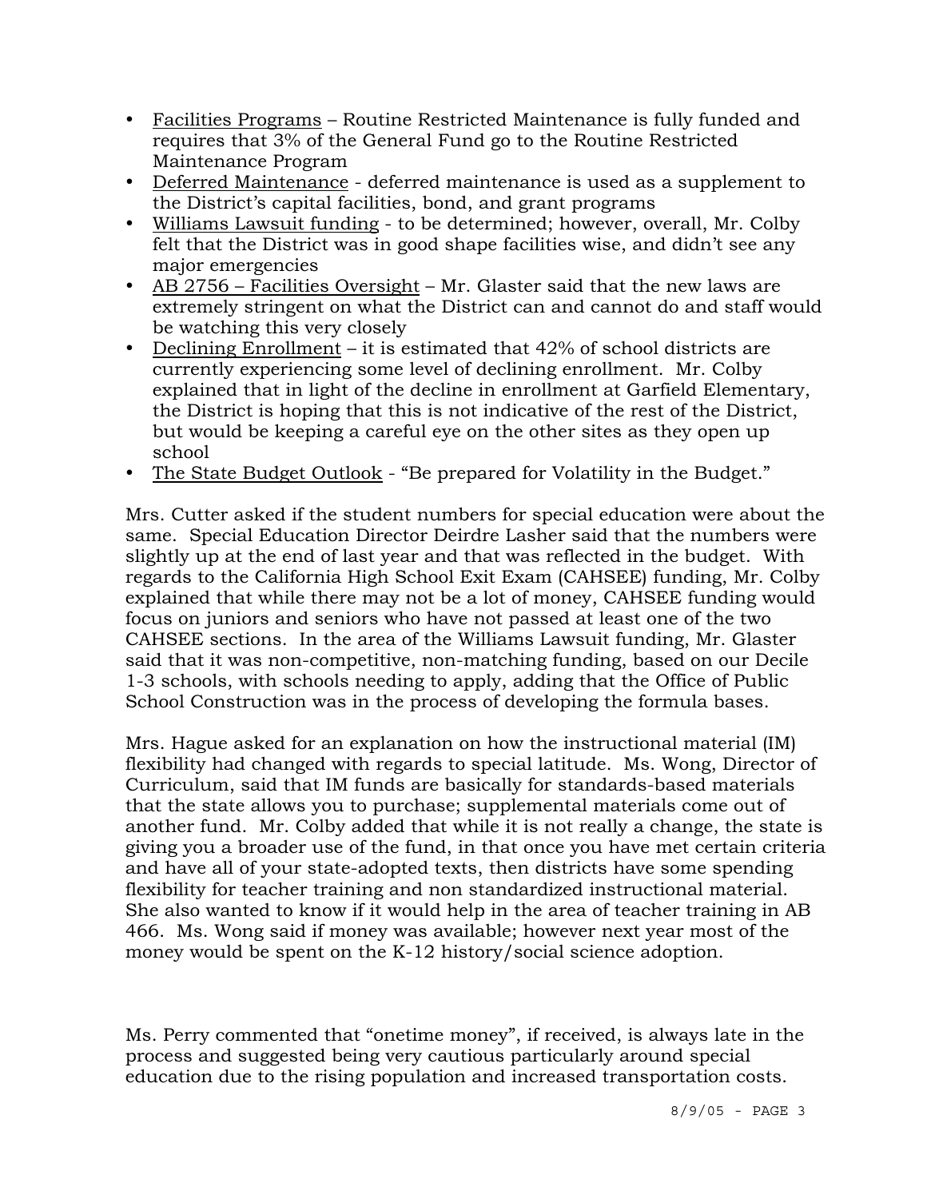- Facilities Programs – Routine Restricted Maintenance is fully funded and requires that 3% of the General Fund go to the Routine Restricted Maintenance Program
- Deferred Maintenance - deferred maintenance is used as a supplement to the District's capital facilities, bond, and grant programs
- Williams Lawsuit funding - to be determined; however, overall, Mr. Colby felt that the District was in good shape facilities wise, and didn't see any major emergencies
- AB 2756 – Facilities Oversight – Mr. Glaster said that the new laws are extremely stringent on what the District can and cannot do and staff would be watching this very closely
- Declining Enrollment – it is estimated that 42% of school districts are currently experiencing some level of declining enrollment. Mr. Colby explained that in light of the decline in enrollment at Garfield Elementary, the District is hoping that this is not indicative of the rest of the District, but would be keeping a careful eye on the other sites as they open up school
- The State Budget Outlook - "Be prepared for Volatility in the Budget."

Mrs. Cutter asked if the student numbers for special education were about the same. Special Education Director Deirdre Lasher said that the numbers were slightly up at the end of last year and that was reflected in the budget. With regards to the California High School Exit Exam (CAHSEE) funding, Mr. Colby explained that while there may not be a lot of money, CAHSEE funding would focus on juniors and seniors who have not passed at least one of the two CAHSEE sections. In the area of the Williams Lawsuit funding, Mr. Glaster said that it was non-competitive, non-matching funding, based on our Decile 1-3 schools, with schools needing to apply, adding that the Office of Public School Construction was in the process of developing the formula bases.

Mrs. Hague asked for an explanation on how the instructional material (IM) flexibility had changed with regards to special latitude. Ms. Wong, Director of Curriculum, said that IM funds are basically for standards-based materials that the state allows you to purchase; supplemental materials come out of another fund. Mr. Colby added that while it is not really a change, the state is giving you a broader use of the fund, in that once you have met certain criteria and have all of your state-adopted texts, then districts have some spending flexibility for teacher training and non standardized instructional material. She also wanted to know if it would help in the area of teacher training in AB 466. Ms. Wong said if money was available; however next year most of the money would be spent on the K-12 history/social science adoption.

Ms. Perry commented that "onetime money", if received, is always late in the process and suggested being very cautious particularly around special education due to the rising population and increased transportation costs.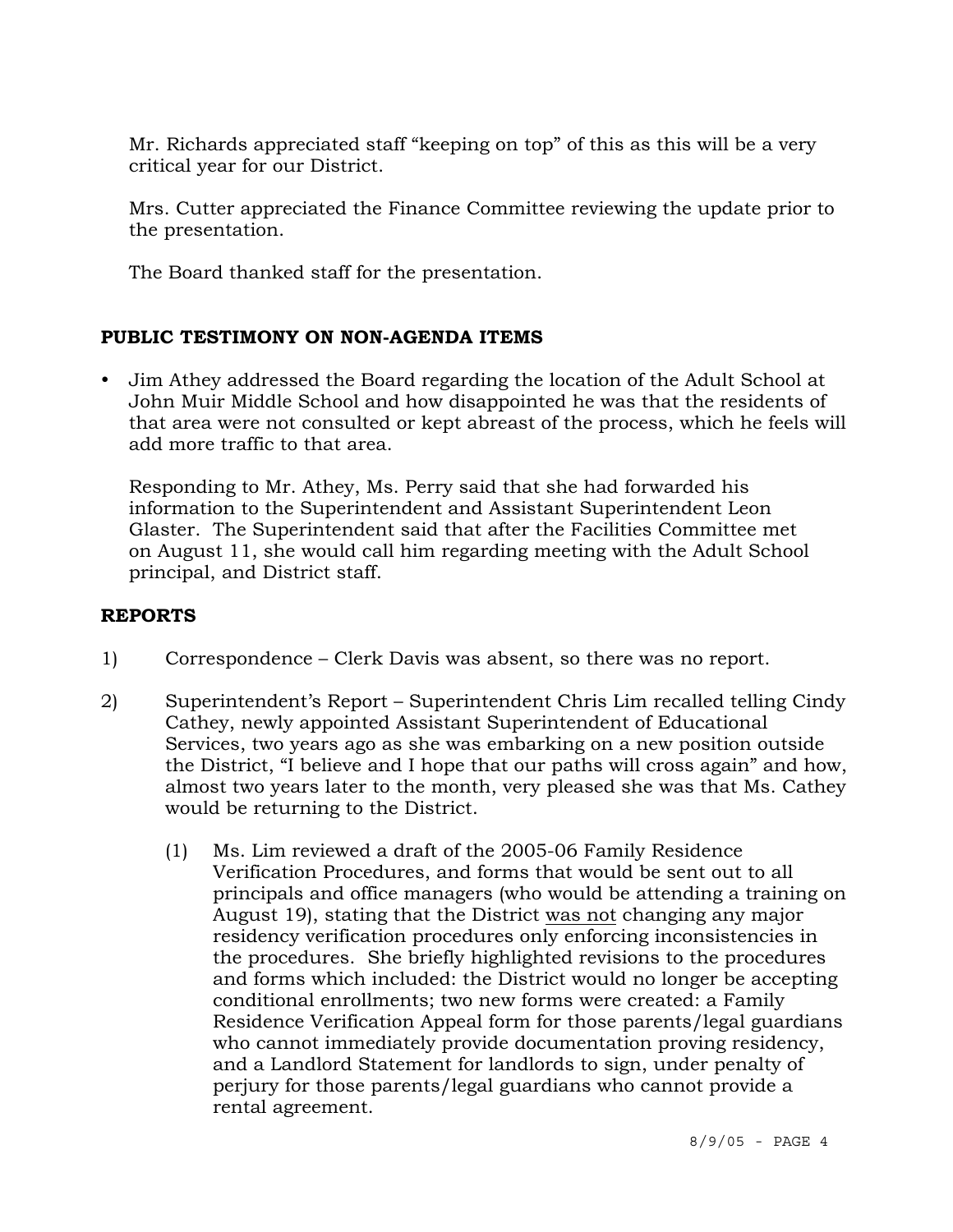Mr. Richards appreciated staff "keeping on top" of this as this will be a very critical year for our District.

Mrs. Cutter appreciated the Finance Committee reviewing the update prior to the presentation.

The Board thanked staff for the presentation.

## PUBLIC TESTIMONY ON NON-AGENDA ITEMS

- Jim Athey addressed the Board regarding the location of the Adult School at John Muir Middle School and how disappointed he was that the residents of that area were not consulted or kept abreast of the process, which he feels will add more traffic to that area.

  Responding to Mr. Athey, Ms. Perry said that she had forwarded his information to the Superintendent and Assistant Superintendent Leon Glaster. The Superintendent said that after the Facilities Committee met on August 11, she would call him regarding meeting with the Adult School principal, and District staff.

## REPORTS

1) Correspondence – Clerk Davis was absent, so there was no report.

2) Superintendent's Report – Superintendent Chris Lim recalled telling Cindy Cathey, newly appointed Assistant Superintendent of Educational Services, two years ago as she was embarking on a new position outside the District, "I believe and I hope that our paths will cross again" and how, almost two years later to the month, very pleased she was that Ms. Cathey would be returning to the District.

   (1) Ms. Lim reviewed a draft of the 2005-06 Family Residence Verification Procedures, and forms that would be sent out to all principals and office managers (who would be attending a training on August 19), stating that the District <u>was not</u> changing any major residency verification procedures only enforcing inconsistencies in the procedures. She briefly highlighted revisions to the procedures and forms which included: the District would no longer be accepting conditional enrollments; two new forms were created: a Family Residence Verification Appeal form for those parents/legal guardians who cannot immediately provide documentation proving residency, and a Landlord Statement for landlords to sign, under penalty of perjury for those parents/legal guardians who cannot provide a rental agreement.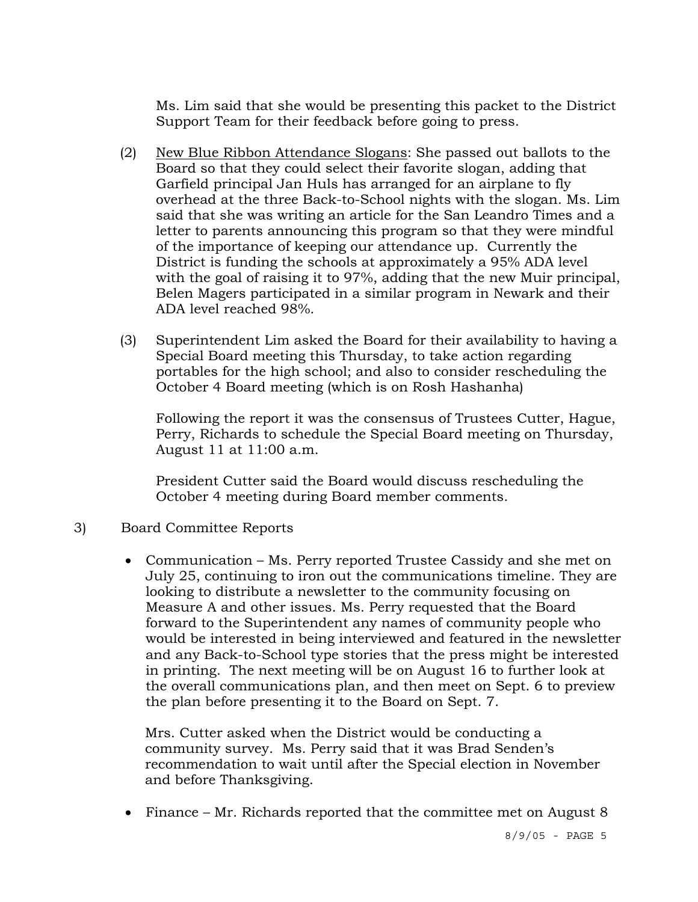Ms. Lim said that she would be presenting this packet to the District Support Team for their feedback before going to press.

(2) New Blue Ribbon Attendance Slogans: She passed out ballots to the Board so that they could select their favorite slogan, adding that Garfield principal Jan Huls has arranged for an airplane to fly overhead at the three Back-to-School nights with the slogan. Ms. Lim said that she was writing an article for the San Leandro Times and a letter to parents announcing this program so that they were mindful of the importance of keeping our attendance up. Currently the District is funding the schools at approximately a 95% ADA level with the goal of raising it to 97%, adding that the new Muir principal, Belen Magers participated in a similar program in Newark and their ADA level reached 98%.

(3) Superintendent Lim asked the Board for their availability to having a Special Board meeting this Thursday, to take action regarding portables for the high school; and also to consider rescheduling the October 4 Board meeting (which is on Rosh Hashanha)

Following the report it was the consensus of Trustees Cutter, Hague, Perry, Richards to schedule the Special Board meeting on Thursday, August 11 at 11:00 a.m.

President Cutter said the Board would discuss rescheduling the October 4 meeting during Board member comments.

3) Board Committee Reports

- Communication – Ms. Perry reported Trustee Cassidy and she met on July 25, continuing to iron out the communications timeline. They are looking to distribute a newsletter to the community focusing on Measure A and other issues. Ms. Perry requested that the Board forward to the Superintendent any names of community people who would be interested in being interviewed and featured in the newsletter and any Back-to-School type stories that the press might be interested in printing. The next meeting will be on August 16 to further look at the overall communications plan, and then meet on Sept. 6 to preview the plan before presenting it to the Board on Sept. 7.

  Mrs. Cutter asked when the District would be conducting a community survey. Ms. Perry said that it was Brad Senden's recommendation to wait until after the Special election in November and before Thanksgiving.

- Finance – Mr. Richards reported that the committee met on August 8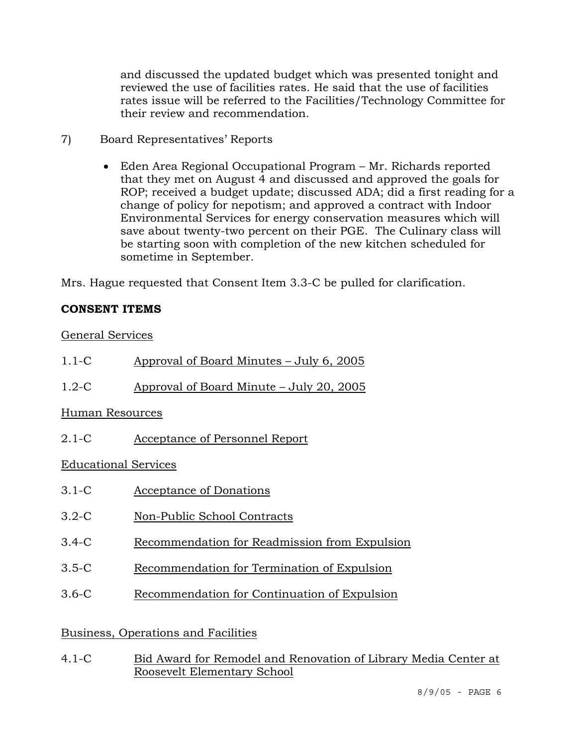and discussed the updated budget which was presented tonight and reviewed the use of facilities rates. He said that the use of facilities rates issue will be referred to the Facilities/Technology Committee for their review and recommendation.

7) Board Representatives' Reports

- Eden Area Regional Occupational Program – Mr. Richards reported that they met on August 4 and discussed and approved the goals for ROP; received a budget update; discussed ADA; did a first reading for a change of policy for nepotism; and approved a contract with Indoor Environmental Services for energy conservation measures which will save about twenty-two percent on their PGE. The Culinary class will be starting soon with completion of the new kitchen scheduled for sometime in September.

Mrs. Hague requested that Consent Item 3.3-C be pulled for clarification.

**CONSENT ITEMS**

General Services

1.1-C Approval of Board Minutes – July 6, 2005

1.2-C Approval of Board Minute – July 20, 2005

Human Resources

2.1-C Acceptance of Personnel Report

Educational Services

3.1-C Acceptance of Donations

3.2-C Non-Public School Contracts

3.4-C Recommendation for Readmission from Expulsion

3.5-C Recommendation for Termination of Expulsion

3.6-C Recommendation for Continuation of Expulsion

Business, Operations and Facilities

4.1-C Bid Award for Remodel and Renovation of Library Media Center at Roosevelt Elementary School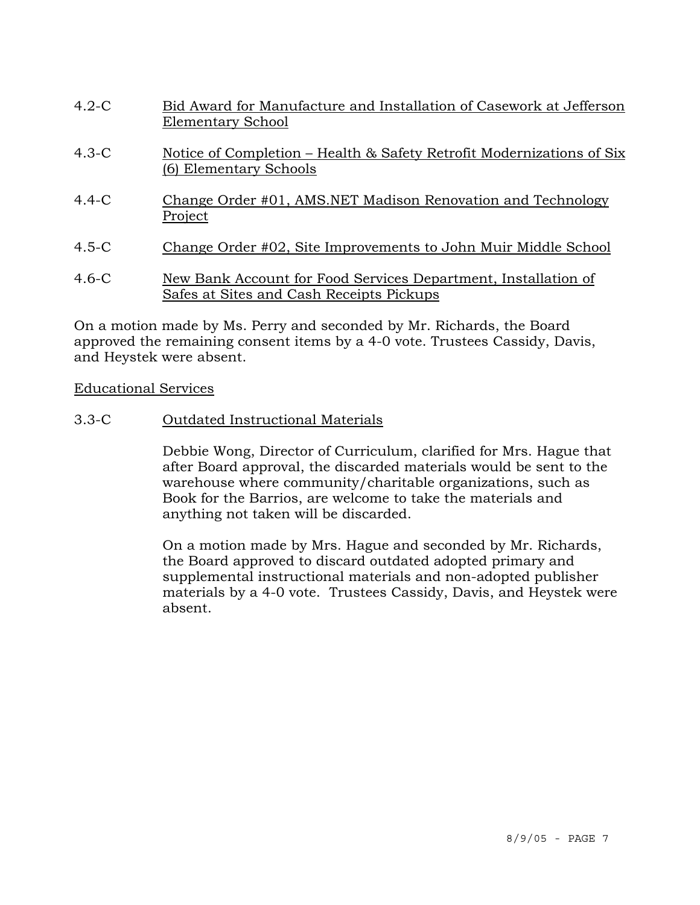4.2-C Bid Award for Manufacture and Installation of Casework at Jefferson Elementary School

4.3-C Notice of Completion – Health & Safety Retrofit Modernizations of Six (6) Elementary Schools

4.4-C Change Order #01, AMS.NET Madison Renovation and Technology Project

4.5-C Change Order #02, Site Improvements to John Muir Middle School

4.6-C New Bank Account for Food Services Department, Installation of Safes at Sites and Cash Receipts Pickups

On a motion made by Ms. Perry and seconded by Mr. Richards, the Board approved the remaining consent items by a 4-0 vote. Trustees Cassidy, Davis, and Heystek were absent.

Educational Services

3.3-C Outdated Instructional Materials

Debbie Wong, Director of Curriculum, clarified for Mrs. Hague that after Board approval, the discarded materials would be sent to the warehouse where community/charitable organizations, such as Book for the Barrios, are welcome to take the materials and anything not taken will be discarded.

On a motion made by Mrs. Hague and seconded by Mr. Richards, the Board approved to discard outdated adopted primary and supplemental instructional materials and non-adopted publisher materials by a 4-0 vote. Trustees Cassidy, Davis, and Heystek were absent.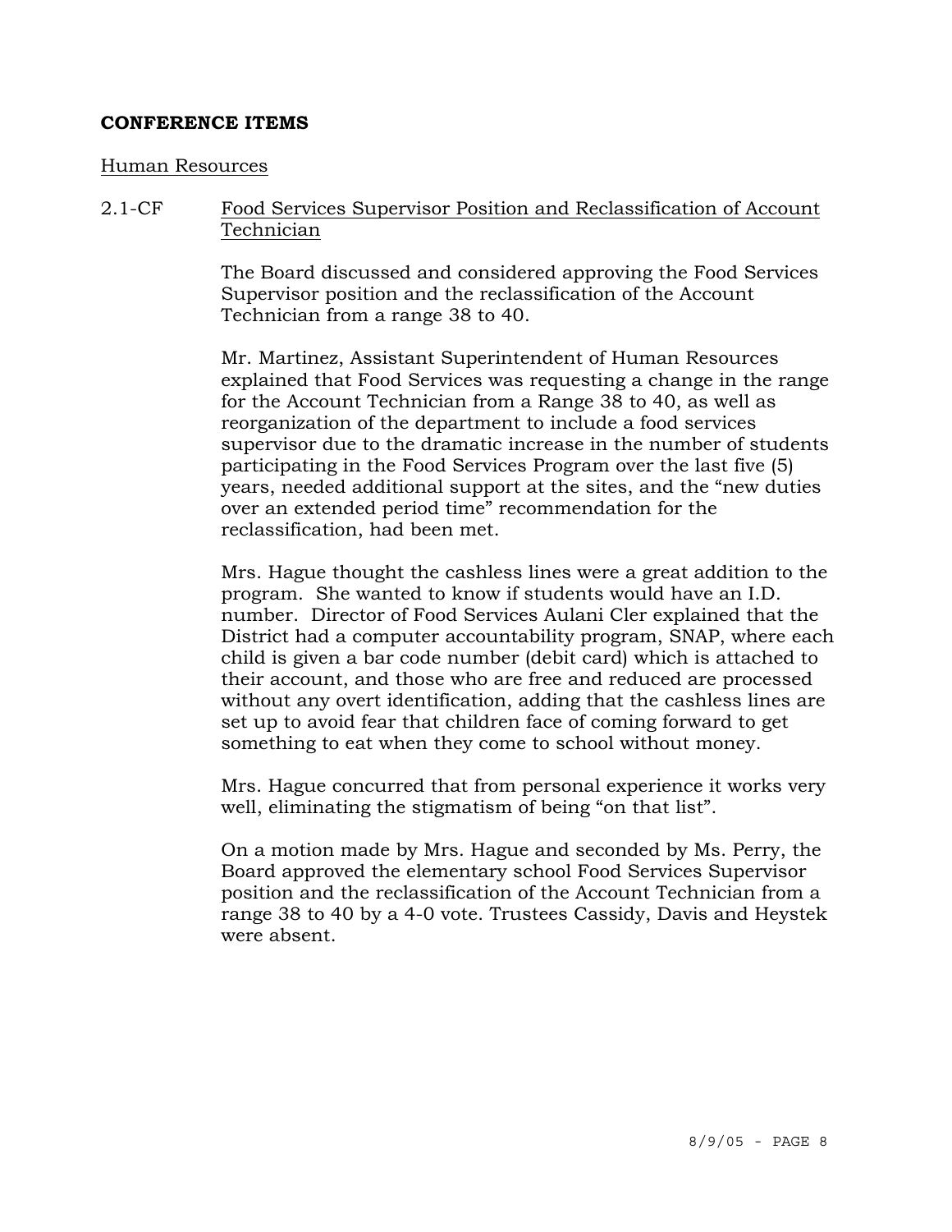## CONFERENCE ITEMS

Human Resources

2.1-CF Food Services Supervisor Position and Reclassification of Account Technician

The Board discussed and considered approving the Food Services Supervisor position and the reclassification of the Account Technician from a range 38 to 40.

Mr. Martinez, Assistant Superintendent of Human Resources explained that Food Services was requesting a change in the range for the Account Technician from a Range 38 to 40, as well as reorganization of the department to include a food services supervisor due to the dramatic increase in the number of students participating in the Food Services Program over the last five (5) years, needed additional support at the sites, and the "new duties over an extended period time" recommendation for the reclassification, had been met.

Mrs. Hague thought the cashless lines were a great addition to the program. She wanted to know if students would have an I.D. number. Director of Food Services Aulani Cler explained that the District had a computer accountability program, SNAP, where each child is given a bar code number (debit card) which is attached to their account, and those who are free and reduced are processed without any overt identification, adding that the cashless lines are set up to avoid fear that children face of coming forward to get something to eat when they come to school without money.

Mrs. Hague concurred that from personal experience it works very well, eliminating the stigmatism of being "on that list".

On a motion made by Mrs. Hague and seconded by Ms. Perry, the Board approved the elementary school Food Services Supervisor position and the reclassification of the Account Technician from a range 38 to 40 by a 4-0 vote. Trustees Cassidy, Davis and Heystek were absent.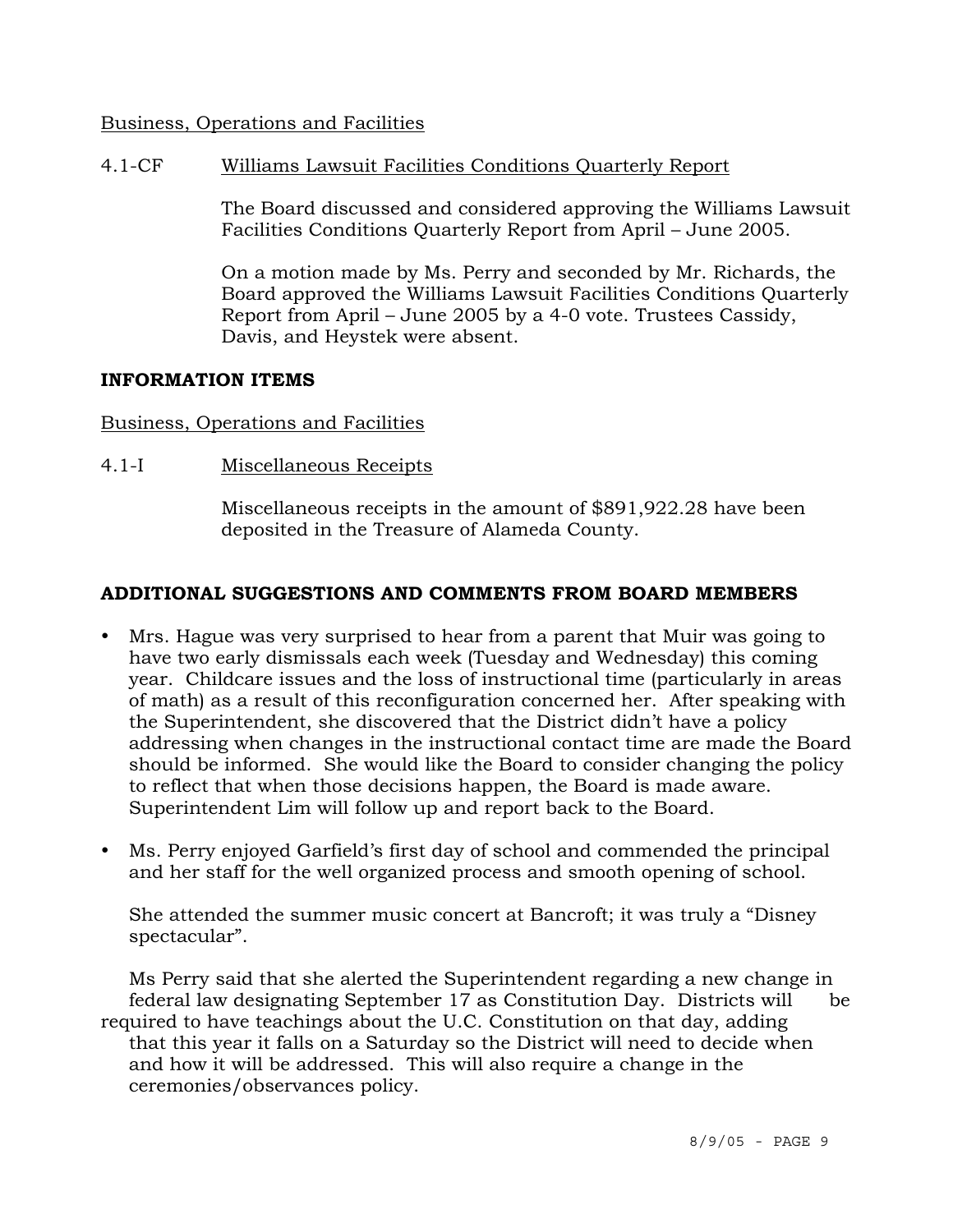Business, Operations and Facilities

4.1-CF Williams Lawsuit Facilities Conditions Quarterly Report

The Board discussed and considered approving the Williams Lawsuit Facilities Conditions Quarterly Report from April – June 2005.

On a motion made by Ms. Perry and seconded by Mr. Richards, the Board approved the Williams Lawsuit Facilities Conditions Quarterly Report from April – June 2005 by a 4-0 vote. Trustees Cassidy, Davis, and Heystek were absent.

**INFORMATION ITEMS**

Business, Operations and Facilities

4.1-I Miscellaneous Receipts

Miscellaneous receipts in the amount of $891,922.28 have been deposited in the Treasure of Alameda County.

**ADDITIONAL SUGGESTIONS AND COMMENTS FROM BOARD MEMBERS**

- Mrs. Hague was very surprised to hear from a parent that Muir was going to have two early dismissals each week (Tuesday and Wednesday) this coming year. Childcare issues and the loss of instructional time (particularly in areas of math) as a result of this reconfiguration concerned her. After speaking with the Superintendent, she discovered that the District didn't have a policy addressing when changes in the instructional contact time are made the Board should be informed. She would like the Board to consider changing the policy to reflect that when those decisions happen, the Board is made aware. Superintendent Lim will follow up and report back to the Board.

- Ms. Perry enjoyed Garfield's first day of school and commended the principal and her staff for the well organized process and smooth opening of school.

  She attended the summer music concert at Bancroft; it was truly a "Disney spectacular".

  Ms Perry said that she alerted the Superintendent regarding a new change in federal law designating September 17 as Constitution Day. Districts will be required to have teachings about the U.C. Constitution on that day, adding that this year it falls on a Saturday so the District will need to decide when and how it will be addressed. This will also require a change in the ceremonies/observances policy.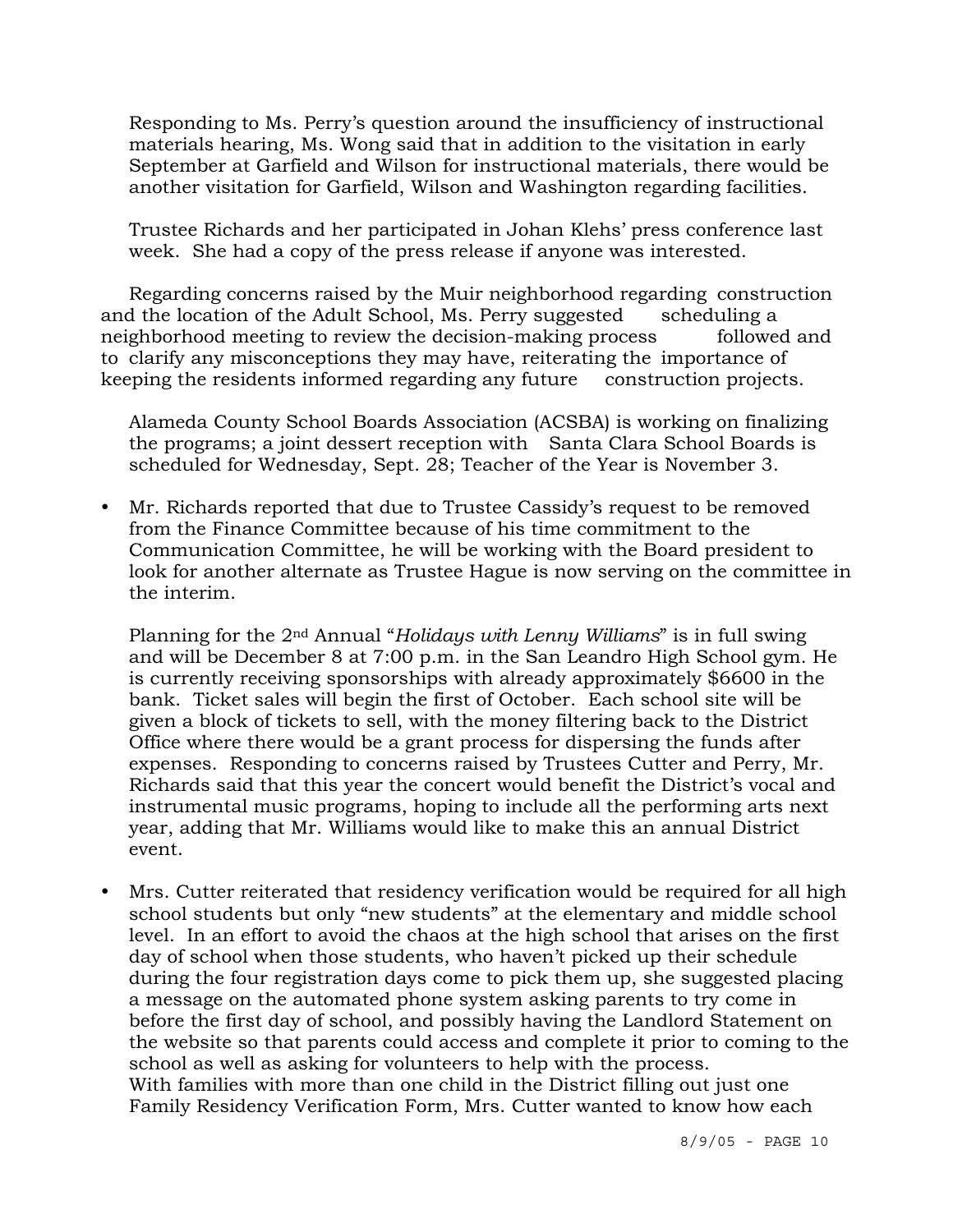Responding to Ms. Perry's question around the insufficiency of instructional materials hearing, Ms. Wong said that in addition to the visitation in early September at Garfield and Wilson for instructional materials, there would be another visitation for Garfield, Wilson and Washington regarding facilities.

Trustee Richards and her participated in Johan Klehs' press conference last week. She had a copy of the press release if anyone was interested.

Regarding concerns raised by the Muir neighborhood regarding construction and the location of the Adult School, Ms. Perry suggested scheduling a neighborhood meeting to review the decision-making process followed and to clarify any misconceptions they may have, reiterating the importance of keeping the residents informed regarding any future construction projects.

Alameda County School Boards Association (ACSBA) is working on finalizing the programs; a joint dessert reception with Santa Clara School Boards is scheduled for Wednesday, Sept. 28; Teacher of the Year is November 3.

- Mr. Richards reported that due to Trustee Cassidy's request to be removed from the Finance Committee because of his time commitment to the Communication Committee, he will be working with the Board president to look for another alternate as Trustee Hague is now serving on the committee in the interim.

  Planning for the 2nd Annual "*Holidays with Lenny Williams*" is in full swing and will be December 8 at 7:00 p.m. in the San Leandro High School gym. He is currently receiving sponsorships with already approximately $6600 in the bank. Ticket sales will begin the first of October. Each school site will be given a block of tickets to sell, with the money filtering back to the District Office where there would be a grant process for dispersing the funds after expenses. Responding to concerns raised by Trustees Cutter and Perry, Mr. Richards said that this year the concert would benefit the District's vocal and instrumental music programs, hoping to include all the performing arts next year, adding that Mr. Williams would like to make this an annual District event.

- Mrs. Cutter reiterated that residency verification would be required for all high school students but only "new students" at the elementary and middle school level. In an effort to avoid the chaos at the high school that arises on the first day of school when those students, who haven't picked up their schedule during the four registration days come to pick them up, she suggested placing a message on the automated phone system asking parents to try come in before the first day of school, and possibly having the Landlord Statement on the website so that parents could access and complete it prior to coming to the school as well as asking for volunteers to help with the process.
  With families with more than one child in the District filling out just one Family Residency Verification Form, Mrs. Cutter wanted to know how each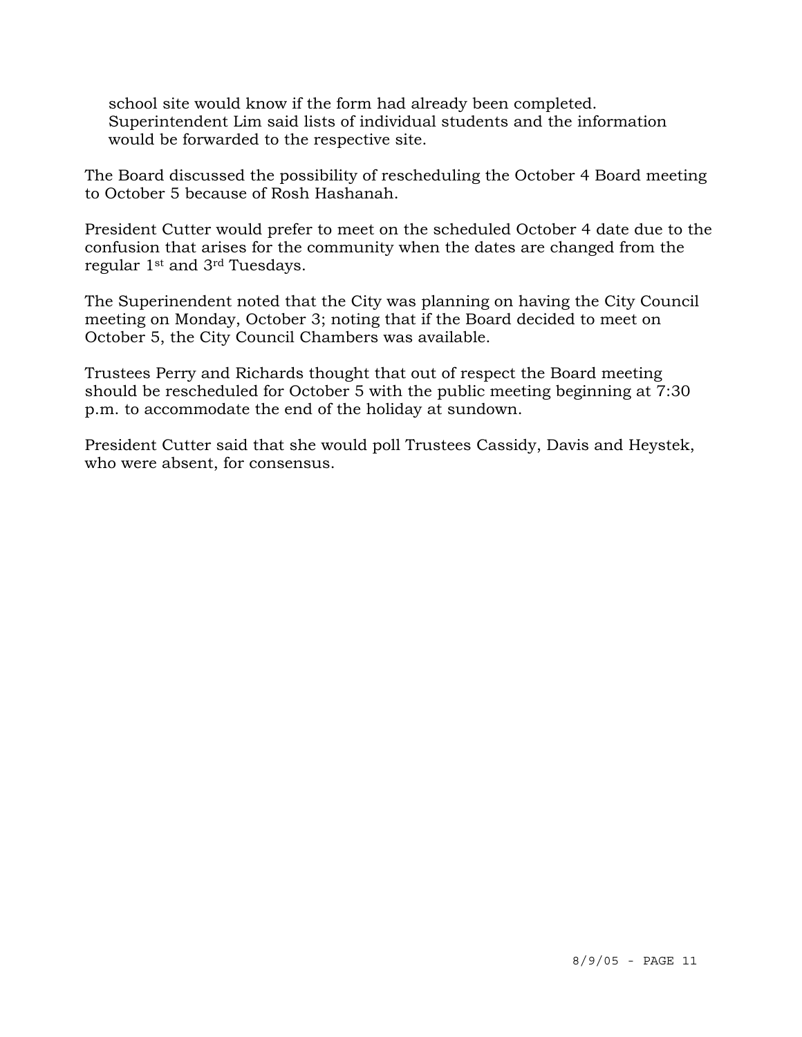school site would know if the form had already been completed. Superintendent Lim said lists of individual students and the information would be forwarded to the respective site.

The Board discussed the possibility of rescheduling the October 4 Board meeting to October 5 because of Rosh Hashanah.

President Cutter would prefer to meet on the scheduled October 4 date due to the confusion that arises for the community when the dates are changed from the regular 1st and 3rd Tuesdays.

The Superinendent noted that the City was planning on having the City Council meeting on Monday, October 3; noting that if the Board decided to meet on October 5, the City Council Chambers was available.

Trustees Perry and Richards thought that out of respect the Board meeting should be rescheduled for October 5 with the public meeting beginning at 7:30 p.m. to accommodate the end of the holiday at sundown.

President Cutter said that she would poll Trustees Cassidy, Davis and Heystek, who were absent, for consensus.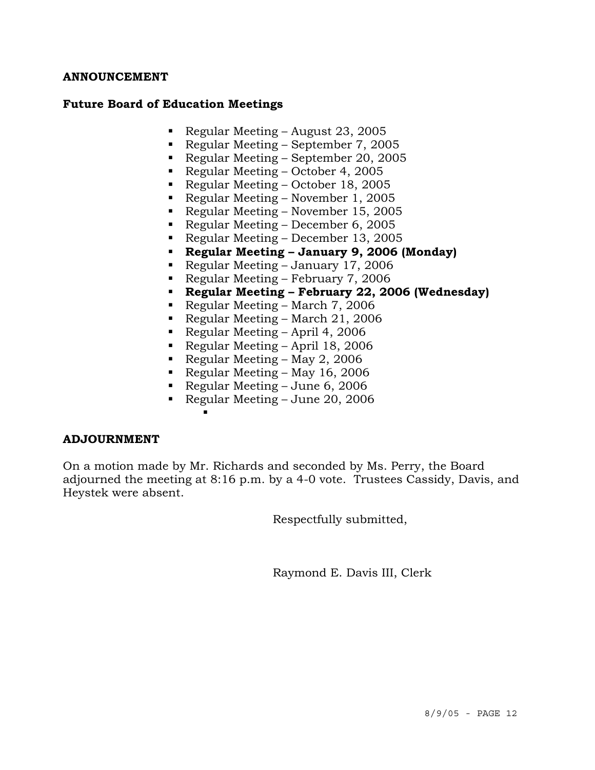**ANNOUNCEMENT**

**Future Board of Education Meetings**

- Regular Meeting – August 23, 2005
- Regular Meeting – September 7, 2005
- Regular Meeting – September 20, 2005
- Regular Meeting – October 4, 2005
- Regular Meeting – October 18, 2005
- Regular Meeting – November 1, 2005
- Regular Meeting – November 15, 2005
- Regular Meeting – December 6, 2005
- Regular Meeting – December 13, 2005
- **Regular Meeting – January 9, 2006 (Monday)**
- Regular Meeting – January 17, 2006
- Regular Meeting – February 7, 2006
- **Regular Meeting – February 22, 2006 (Wednesday)**
- Regular Meeting – March 7, 2006
- Regular Meeting – March 21, 2006
- Regular Meeting – April 4, 2006
- Regular Meeting – April 18, 2006
- Regular Meeting – May 2, 2006
- Regular Meeting – May 16, 2006
- Regular Meeting – June 6, 2006
- Regular Meeting – June 20, 2006

**ADJOURNMENT**

On a motion made by Mr. Richards and seconded by Ms. Perry, the Board adjourned the meeting at 8:16 p.m. by a 4-0 vote. Trustees Cassidy, Davis, and Heystek were absent.

Respectfully submitted,

Raymond E. Davis III, Clerk